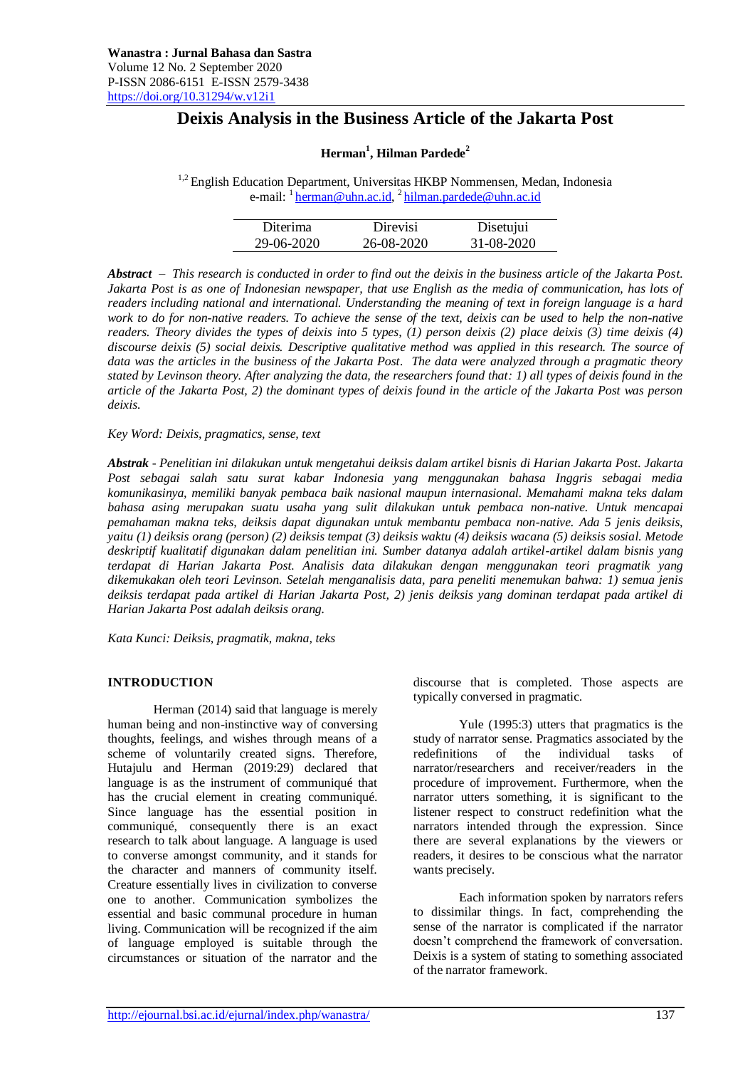**Wanastra : Jurnal Bahasa dan Sastra**
Volume 12 No. 2 September 2020
P-ISSN 2086-6151 E-ISSN 2579-3438
https://doi.org/10.31294/w.v12i1

# Deixis Analysis in the Business Article of the Jakarta Post

**Herman[1], Hilman Pardede[2]**

[1,2] English Education Department, Universitas HKBP Nommensen, Medan, Indonesia
e-mail: [1] herman@uhn.ac.id, [2] hilman.pardede@uhn.ac.id

| Diterima | Direvisi | Disetujui |
| --- | --- | --- |
| 29-06-2020 | 26-08-2020 | 31-08-2020 |

***Abstract*** *– This research is conducted in order to find out the deixis in the business article of the Jakarta Post. Jakarta Post is as one of Indonesian newspaper, that use English as the media of communication, has lots of readers including national and international. Understanding the meaning of text in foreign language is a hard work to do for non-native readers. To achieve the sense of the text, deixis can be used to help the non-native readers. Theory divides the types of deixis into 5 types, (1) person deixis (2) place deixis (3) time deixis (4) discourse deixis (5) social deixis. Descriptive qualitative method was applied in this research. The source of data was the articles in the business of the Jakarta Post. The data were analyzed through a pragmatic theory stated by Levinson theory. After analyzing the data, the researchers found that: 1) all types of deixis found in the article of the Jakarta Post, 2) the dominant types of deixis found in the article of the Jakarta Post was person deixis.*

*Key Word: Deixis, pragmatics, sense, text*

***Abstrak*** *- Penelitian ini dilakukan untuk mengetahui deiksis dalam artikel bisnis di Harian Jakarta Post. Jakarta Post sebagai salah satu surat kabar Indonesia yang menggunakan bahasa Inggris sebagai media komunikasinya, memiliki banyak pembaca baik nasional maupun internasional. Memahami makna teks dalam bahasa asing merupakan suatu usaha yang sulit dilakukan untuk pembaca non-native. Untuk mencapai pemahaman makna teks, deiksis dapat digunakan untuk membantu pembaca non-native. Ada 5 jenis deiksis, yaitu (1) deiksis orang (person) (2) deiksis tempat (3) deiksis waktu (4) deiksis wacana (5) deiksis sosial. Metode deskriptif kualitatif digunakan dalam penelitian ini. Sumber datanya adalah artikel-artikel dalam bisnis yang terdapat di Harian Jakarta Post. Analisis data dilakukan dengan menggunakan teori pragmatik yang dikemukakan oleh teori Levinson. Setelah menganalisis data, para peneliti menemukan bahwa: 1) semua jenis deiksis terdapat pada artikel di Harian Jakarta Post, 2) jenis deiksis yang dominan terdapat pada artikel di Harian Jakarta Post adalah deiksis orang.*

*Kata Kunci: Deiksis, pragmatik, makna, teks*

## INTRODUCTION

Herman (2014) said that language is merely human being and non-instinctive way of conversing thoughts, feelings, and wishes through means of a scheme of voluntarily created signs. Therefore, Hutajulu and Herman (2019:29) declared that language is as the instrument of communiqué that has the crucial element in creating communiqué. Since language has the essential position in communiqué, consequently there is an exact research to talk about language. A language is used to converse amongst community, and it stands for the character and manners of community itself. Creature essentially lives in civilization to converse one to another. Communication symbolizes the essential and basic communal procedure in human living. Communication will be recognized if the aim of language employed is suitable through the circumstances or situation of the narrator and the discourse that is completed. Those aspects are typically conversed in pragmatic.

Yule (1995:3) utters that pragmatics is the study of narrator sense. Pragmatics associated by the redefinitions of the individual tasks of narrator/researchers and receiver/readers in the procedure of improvement. Furthermore, when the narrator utters something, it is significant to the listener respect to construct redefinition what the narrators intended through the expression. Since there are several explanations by the viewers or readers, it desires to be conscious what the narrator wants precisely.

Each information spoken by narrators refers to dissimilar things. In fact, comprehending the sense of the narrator is complicated if the narrator doesn't comprehend the framework of conversation. Deixis is a system of stating to something associated of the narrator framework.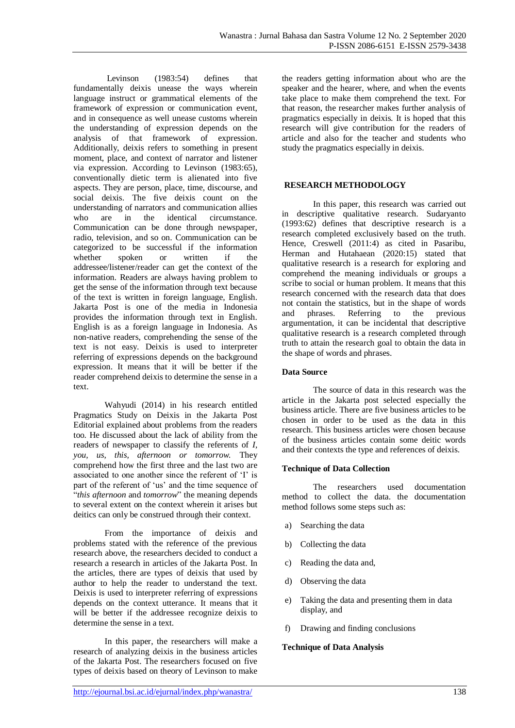Levinson (1983:54) defines that fundamentally deixis unease the ways wherein language instruct or grammatical elements of the framework of expression or communication event, and in consequence as well unease customs wherein the understanding of expression depends on the analysis of that framework of expression. Additionally, deixis refers to something in present moment, place, and context of narrator and listener via expression. According to Levinson (1983:65), conventionally dietic term is alienated into five aspects. They are person, place, time, discourse, and social deixis. The five deixis count on the understanding of narrators and communication allies who are in the identical circumstance. Communication can be done through newspaper, radio, television, and so on. Communication can be categorized to be successful if the information whether spoken or written if the addressee/listener/reader can get the context of the information. Readers are always having problem to get the sense of the information through text because of the text is written in foreign language, English. Jakarta Post is one of the media in Indonesia provides the information through text in English. English is as a foreign language in Indonesia. As non-native readers, comprehending the sense of the text is not easy. Deixis is used to interpreter referring of expressions depends on the background expression. It means that it will be better if the reader comprehend deixis to determine the sense in a text.

Wahyudi (2014) in his research entitled Pragmatics Study on Deixis in the Jakarta Post Editorial explained about problems from the readers too. He discussed about the lack of ability from the readers of newspaper to classify the referents of *I, you, us, this, afternoon or tomorrow.* They comprehend how the first three and the last two are associated to one another since the referent of 'I' is part of the referent of 'us' and the time sequence of "*this afternoon* and *tomorrow*" the meaning depends to several extent on the context wherein it arises but deitics can only be construed through their context.

From the importance of deixis and problems stated with the reference of the previous research above, the researchers decided to conduct a research a research in articles of the Jakarta Post. In the articles, there are types of deixis that used by author to help the reader to understand the text. Deixis is used to interpreter referring of expressions depends on the context utterance. It means that it will be better if the addressee recognize deixis to determine the sense in a text.

In this paper, the researchers will make a research of analyzing deixis in the business articles of the Jakarta Post. The researchers focused on five types of deixis based on theory of Levinson to make the readers getting information about who are the speaker and the hearer, where, and when the events take place to make them comprehend the text. For that reason, the researcher makes further analysis of pragmatics especially in deixis. It is hoped that this research will give contribution for the readers of article and also for the teacher and students who study the pragmatics especially in deixis.

## RESEARCH METHODOLOGY

In this paper, this research was carried out in descriptive qualitative research. Sudaryanto (1993:62) defines that descriptive research is a research completed exclusively based on the truth. Hence, Creswell (2011:4) as cited in Pasaribu, Herman and Hutahaean (2020:15) stated that qualitative research is a research for exploring and comprehend the meaning individuals or groups a scribe to social or human problem. It means that this research concerned with the research data that does not contain the statistics, but in the shape of words and phrases. Referring to the previous argumentation, it can be incidental that descriptive qualitative research is a research completed through truth to attain the research goal to obtain the data in the shape of words and phrases.

### Data Source

The source of data in this research was the article in the Jakarta post selected especially the business article. There are five business articles to be chosen in order to be used as the data in this research. This business articles were chosen because of the business articles contain some deitic words and their contexts the type and references of deixis.

### Technique of Data Collection

The researchers used documentation method to collect the data. the documentation method follows some steps such as:

a) Searching the data
b) Collecting the data
c) Reading the data and,
d) Observing the data
e) Taking the data and presenting them in data display, and
f) Drawing and finding conclusions

### Technique of Data Analysis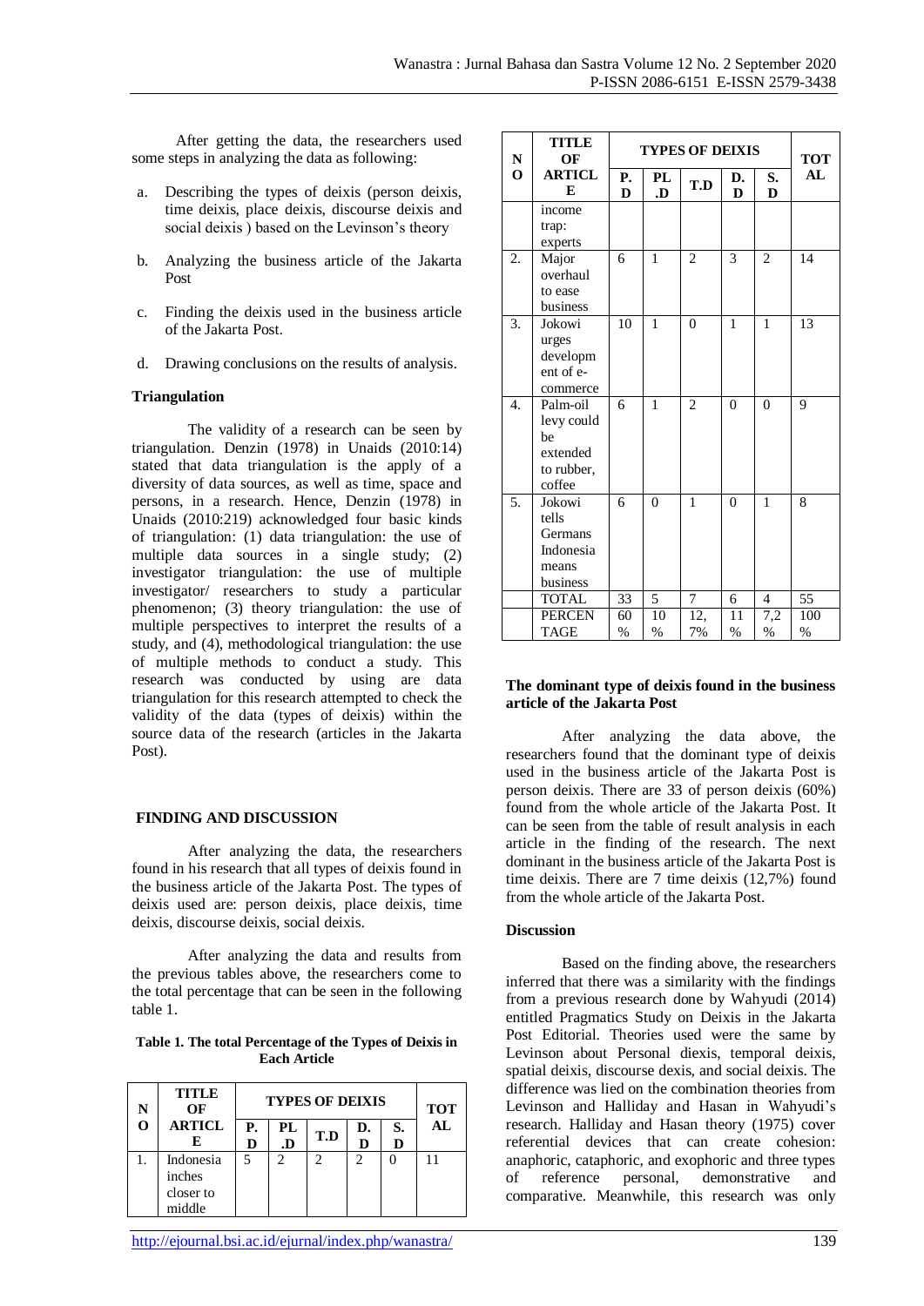After getting the data, the researchers used some steps in analyzing the data as following:

a. Describing the types of deixis (person deixis, time deixis, place deixis, discourse deixis and social deixis ) based on the Levinson's theory

b. Analyzing the business article of the Jakarta Post

c. Finding the deixis used in the business article of the Jakarta Post.

d. Drawing conclusions on the results of analysis.

**Triangulation**

The validity of a research can be seen by triangulation. Denzin (1978) in Unaids (2010:14) stated that data triangulation is the apply of a diversity of data sources, as well as time, space and persons, in a research. Hence, Denzin (1978) in Unaids (2010:219) acknowledged four basic kinds of triangulation: (1) data triangulation: the use of multiple data sources in a single study; (2) investigator triangulation: the use of multiple investigator/ researchers to study a particular phenomenon; (3) theory triangulation: the use of multiple perspectives to interpret the results of a study, and (4), methodological triangulation: the use of multiple methods to conduct a study. This research was conducted by using are data triangulation for this research attempted to check the validity of the data (types of deixis) within the source data of the research (articles in the Jakarta Post).

## FINDING AND DISCUSSION

After analyzing the data, the researchers found in his research that all types of deixis found in the business article of the Jakarta Post. The types of deixis used are: person deixis, place deixis, time deixis, discourse deixis, social deixis.

After analyzing the data and results from the previous tables above, the researchers come to the total percentage that can be seen in the following table 1.

**Table 1. The total Percentage of the Types of Deixis in Each Article**

| NO | TITLE OF ARTICLE | TYPES OF DEIXIS | | | | | TOTAL |
|---|---|---|---|---|---|---|---|
| | | P.D | PL.D | T.D | D.D | S.D | |
| 1. | Indonesia inches closer to middle income trap: experts | 5 | 2 | 2 | 2 | 0 | 11 |
| 2. | Major overhaul to ease business | 6 | 1 | 2 | 3 | 2 | 14 |
| 3. | Jokowi urges development of e-commerce | 10 | 1 | 0 | 1 | 1 | 13 |
| 4. | Palm-oil levy could be extended to rubber, coffee | 6 | 1 | 2 | 0 | 0 | 9 |
| 5. | Jokowi tells Germans Indonesia means business | 6 | 0 | 1 | 0 | 1 | 8 |
| | TOTAL | 33 | 5 | 7 | 6 | 4 | 55 |
| | PERCENTAGE | 60 % | 10 % | 12,7% | 11 % | 7,2 % | 100 % |

**The dominant type of deixis found in the business article of the Jakarta Post**

After analyzing the data above, the researchers found that the dominant type of deixis used in the business article of the Jakarta Post is person deixis. There are 33 of person deixis (60%) found from the whole article of the Jakarta Post. It can be seen from the table of result analysis in each article in the finding of the research. The next dominant in the business article of the Jakarta Post is time deixis. There are 7 time deixis (12,7%) found from the whole article of the Jakarta Post.

**Discussion**

Based on the finding above, the researchers inferred that there was a similarity with the findings from a previous research done by Wahyudi (2014) entitled Pragmatics Study on Deixis in the Jakarta Post Editorial. Theories used were the same by Levinson about Personal diexis, temporal deixis, spatial deixis, discourse dexis, and social deixis. The difference was lied on the combination theories from Levinson and Halliday and Hasan in Wahyudi's research. Halliday and Hasan theory (1975) cover referential devices that can create cohesion: anaphoric, cataphoric, and exophoric and three types of reference personal, demonstrative and comparative. Meanwhile, this research was only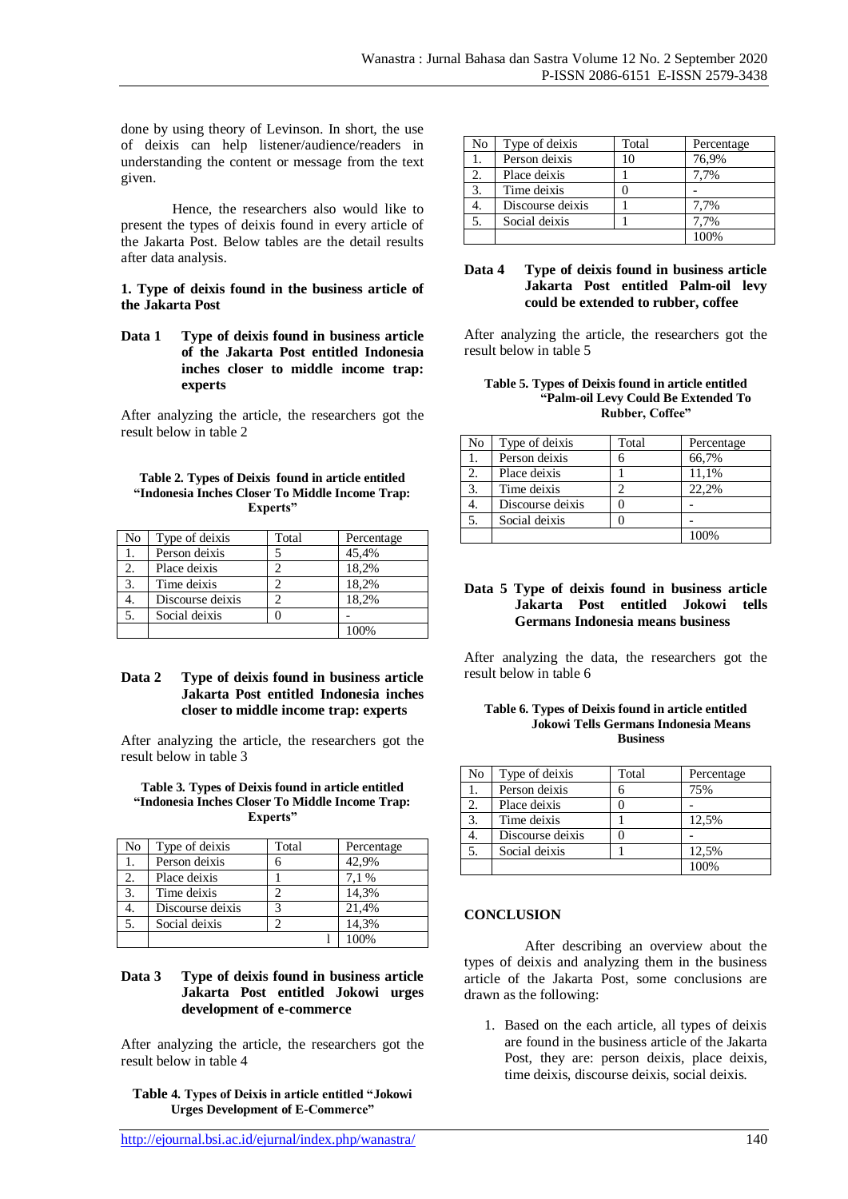done by using theory of Levinson. In short, the use of deixis can help listener/audience/readers in understanding the content or message from the text given.

Hence, the researchers also would like to present the types of deixis found in every article of the Jakarta Post. Below tables are the detail results after data analysis.

**1. Type of deixis found in the business article of the Jakarta Post**

**Data 1 Type of deixis found in business article of the Jakarta Post entitled Indonesia inches closer to middle income trap: experts**

After analyzing the article, the researchers got the result below in table 2

**Table 2. Types of Deixis found in article entitled "Indonesia Inches Closer To Middle Income Trap: Experts"**

| No | Type of deixis | Total | Percentage |
|---|---|---|---|
| 1. | Person deixis | 5 | 45,4% |
| 2. | Place deixis | 2 | 18,2% |
| 3. | Time deixis | 2 | 18,2% |
| 4. | Discourse deixis | 2 | 18,2% |
| 5. | Social deixis | 0 | - |
| | | | 100% |

**Data 2 Type of deixis found in business article Jakarta Post entitled Indonesia inches closer to middle income trap: experts**

After analyzing the article, the researchers got the result below in table 3

**Table 3. Types of Deixis found in article entitled "Indonesia Inches Closer To Middle Income Trap: Experts"**

| No | Type of deixis | Total | Percentage |
|---|---|---|---|
| 1. | Person deixis | 6 | 42,9% |
| 2. | Place deixis | 1 | 7,1 % |
| 3. | Time deixis | 2 | 14,3% |
| 4. | Discourse deixis | 3 | 21,4% |
| 5. | Social deixis | 2 | 14,3% |
| | | 1 | 100% |

**Data 3 Type of deixis found in business article Jakarta Post entitled Jokowi urges development of e-commerce**

After analyzing the article, the researchers got the result below in table 4

**Table 4. Types of Deixis in article entitled "Jokowi Urges Development of E-Commerce"**

| No | Type of deixis | Total | Percentage |
|---|---|---|---|
| 1. | Person deixis | 10 | 76,9% |
| 2. | Place deixis | 1 | 7,7% |
| 3. | Time deixis | 0 | - |
| 4. | Discourse deixis | 1 | 7,7% |
| 5. | Social deixis | 1 | 7,7% |
| | | | 100% |

**Data 4 Type of deixis found in business article Jakarta Post entitled Palm-oil levy could be extended to rubber, coffee**

After analyzing the article, the researchers got the result below in table 5

**Table 5. Types of Deixis found in article entitled "Palm-oil Levy Could Be Extended To Rubber, Coffee"**

| No | Type of deixis | Total | Percentage |
|---|---|---|---|
| 1. | Person deixis | 6 | 66,7% |
| 2. | Place deixis | 1 | 11,1% |
| 3. | Time deixis | 2 | 22,2% |
| 4. | Discourse deixis | 0 | - |
| 5. | Social deixis | 0 | - |
| | | | 100% |

**Data 5 Type of deixis found in business article Jakarta Post entitled Jokowi tells Germans Indonesia means business**

After analyzing the data, the researchers got the result below in table 6

**Table 6. Types of Deixis found in article entitled Jokowi Tells Germans Indonesia Means Business**

| No | Type of deixis | Total | Percentage |
|---|---|---|---|
| 1. | Person deixis | 6 | 75% |
| 2. | Place deixis | 0 | - |
| 3. | Time deixis | 1 | 12,5% |
| 4. | Discourse deixis | 0 | - |
| 5. | Social deixis | 1 | 12,5% |
| | | | 100% |

## CONCLUSION

After describing an overview about the types of deixis and analyzing them in the business article of the Jakarta Post, some conclusions are drawn as the following:

1. Based on the each article, all types of deixis are found in the business article of the Jakarta Post, they are: person deixis, place deixis, time deixis, discourse deixis, social deixis.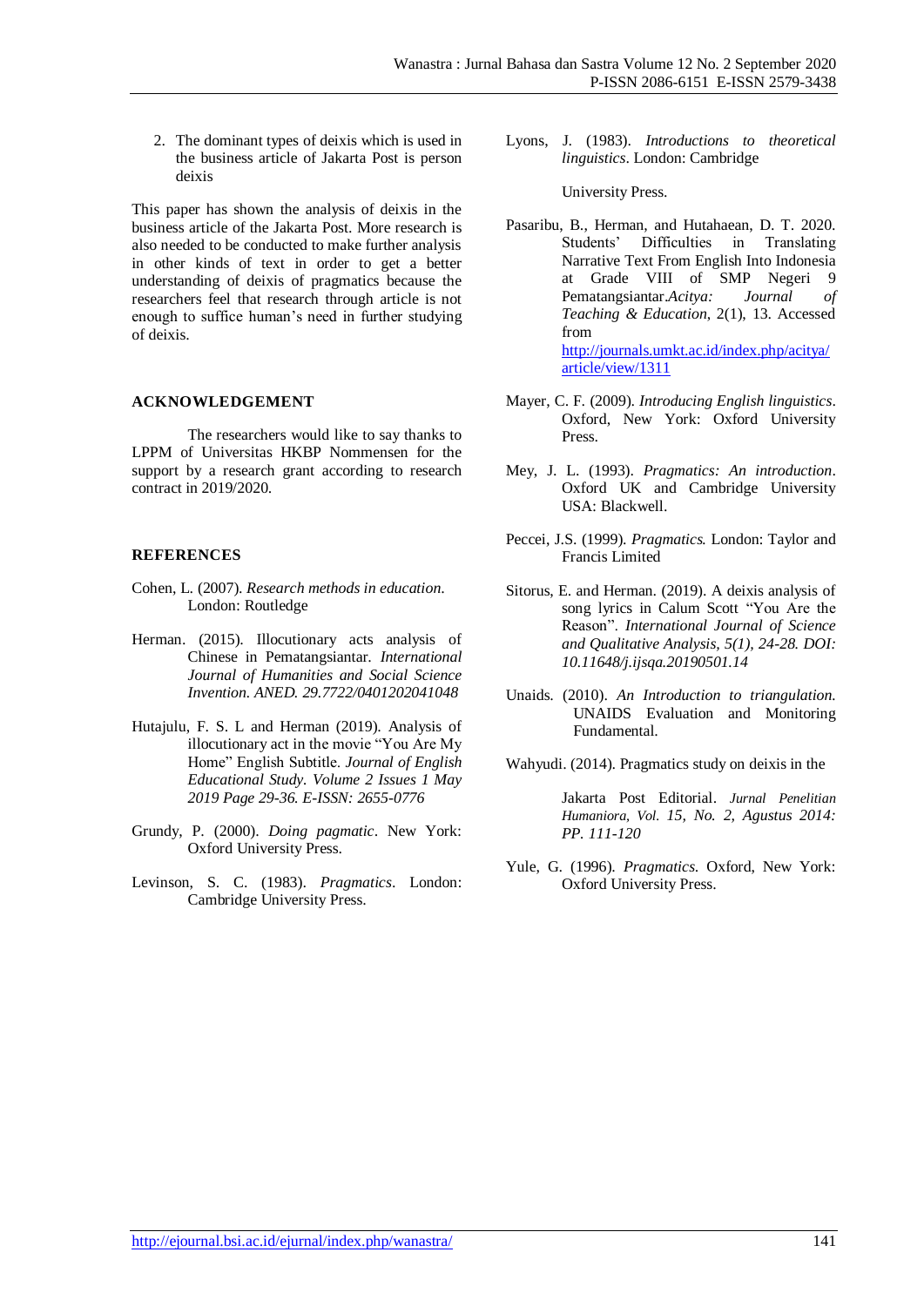2. The dominant types of deixis which is used in the business article of Jakarta Post is person deixis

This paper has shown the analysis of deixis in the business article of the Jakarta Post. More research is also needed to be conducted to make further analysis in other kinds of text in order to get a better understanding of deixis of pragmatics because the researchers feel that research through article is not enough to suffice human's need in further studying of deixis.

## ACKNOWLEDGEMENT

The researchers would like to say thanks to LPPM of Universitas HKBP Nommensen for the support by a research grant according to research contract in 2019/2020.

## REFERENCES

Cohen, L. (2007). *Research methods in education.* London: Routledge

Herman. (2015). Illocutionary acts analysis of Chinese in Pematangsiantar. *International Journal of Humanities and Social Science Invention. ANED. 29.7722/0401202041048*

Hutajulu, F. S. L and Herman (2019). Analysis of illocutionary act in the movie "You Are My Home" English Subtitle. *Journal of English Educational Study. Volume 2 Issues 1 May 2019 Page 29-36. E-ISSN: 2655-0776*

Grundy, P. (2000). *Doing pagmatic*. New York: Oxford University Press.

Levinson, S. C. (1983). *Pragmatics*. London: Cambridge University Press.

Lyons, J. (1983). *Introductions to theoretical linguistics*. London: Cambridge

University Press.

Pasaribu, B., Herman, and Hutahaean, D. T. 2020. Students' Difficulties in Translating Narrative Text From English Into Indonesia at Grade VIII of SMP Negeri 9 Pematangsiantar.*Acitya: Journal of Teaching & Education*, 2(1), 13. Accessed from http://journals.umkt.ac.id/index.php/acitya/article/view/1311

Mayer, C. F. (2009). *Introducing English linguistics*. Oxford, New York: Oxford University Press.

Mey, J. L. (1993). *Pragmatics: An introduction*. Oxford UK and Cambridge University USA: Blackwell.

Peccei, J.S. (1999). *Pragmatics.* London: Taylor and Francis Limited

Sitorus, E. and Herman. (2019). A deixis analysis of song lyrics in Calum Scott "You Are the Reason". *International Journal of Science and Qualitative Analysis, 5(1), 24-28. DOI: 10.11648/j.ijsqa.20190501.14*

Unaids. (2010). *An Introduction to triangulation.* UNAIDS Evaluation and Monitoring Fundamental.

Wahyudi. (2014). Pragmatics study on deixis in the

Jakarta Post Editorial. *Jurnal Penelitian Humaniora, Vol. 15, No. 2, Agustus 2014: PP. 111-120*

Yule, G. (1996). *Pragmatics*. Oxford, New York: Oxford University Press.